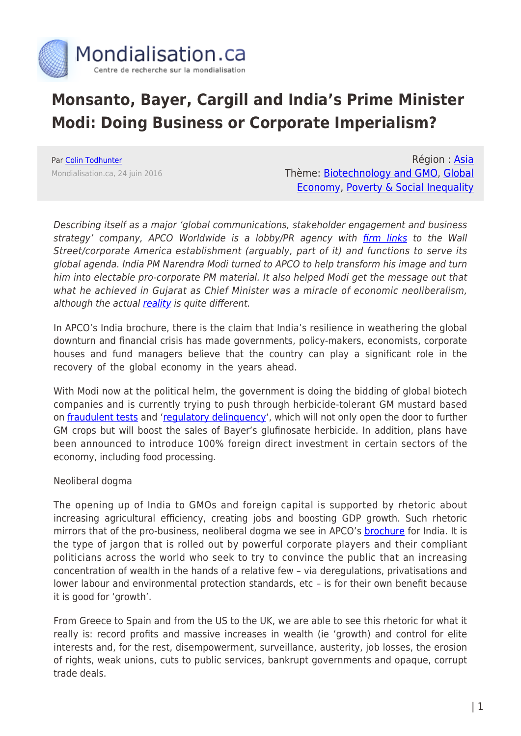# Monsanto, Bayer, Cargill and India's Prime Minister Modi: Doing Business or Corporate Imperialism?

Par Colin Todhunter
Mondialisation.ca, 24 juin 2016

Région : Asia
Thème: Biotechnology and GMO, Global Economy, Poverty & Social Inequality

*Describing itself as a major 'global communications, stakeholder engagement and business strategy' company, APCO Worldwide is a lobby/PR agency with firm links to the Wall Street/corporate America establishment (arguably, part of it) and functions to serve its global agenda. India PM Narendra Modi turned to APCO to help transform his image and turn him into electable pro-corporate PM material. It also helped Modi get the message out that what he achieved in Gujarat as Chief Minister was a miracle of economic neoliberalism, although the actual reality is quite different.*

In APCO's India brochure, there is the claim that India's resilience in weathering the global downturn and financial crisis has made governments, policy-makers, economists, corporate houses and fund managers believe that the country can play a significant role in the recovery of the global economy in the years ahead.

With Modi now at the political helm, the government is doing the bidding of global biotech companies and is currently trying to push through herbicide-tolerant GM mustard based on fraudulent tests and 'regulatory delinquency', which will not only open the door to further GM crops but will boost the sales of Bayer's glufinosate herbicide. In addition, plans have been announced to introduce 100% foreign direct investment in certain sectors of the economy, including food processing.

Neoliberal dogma

The opening up of India to GMOs and foreign capital is supported by rhetoric about increasing agricultural efficiency, creating jobs and boosting GDP growth. Such rhetoric mirrors that of the pro-business, neoliberal dogma we see in APCO's brochure for India. It is the type of jargon that is rolled out by powerful corporate players and their compliant politicians across the world who seek to try to convince the public that an increasing concentration of wealth in the hands of a relative few – via deregulations, privatisations and lower labour and environmental protection standards, etc – is for their own benefit because it is good for 'growth'.

From Greece to Spain and from the US to the UK, we are able to see this rhetoric for what it really is: record profits and massive increases in wealth (ie 'growth') and control for elite interests and, for the rest, disempowerment, surveillance, austerity, job losses, the erosion of rights, weak unions, cuts to public services, bankrupt governments and opaque, corrupt trade deals.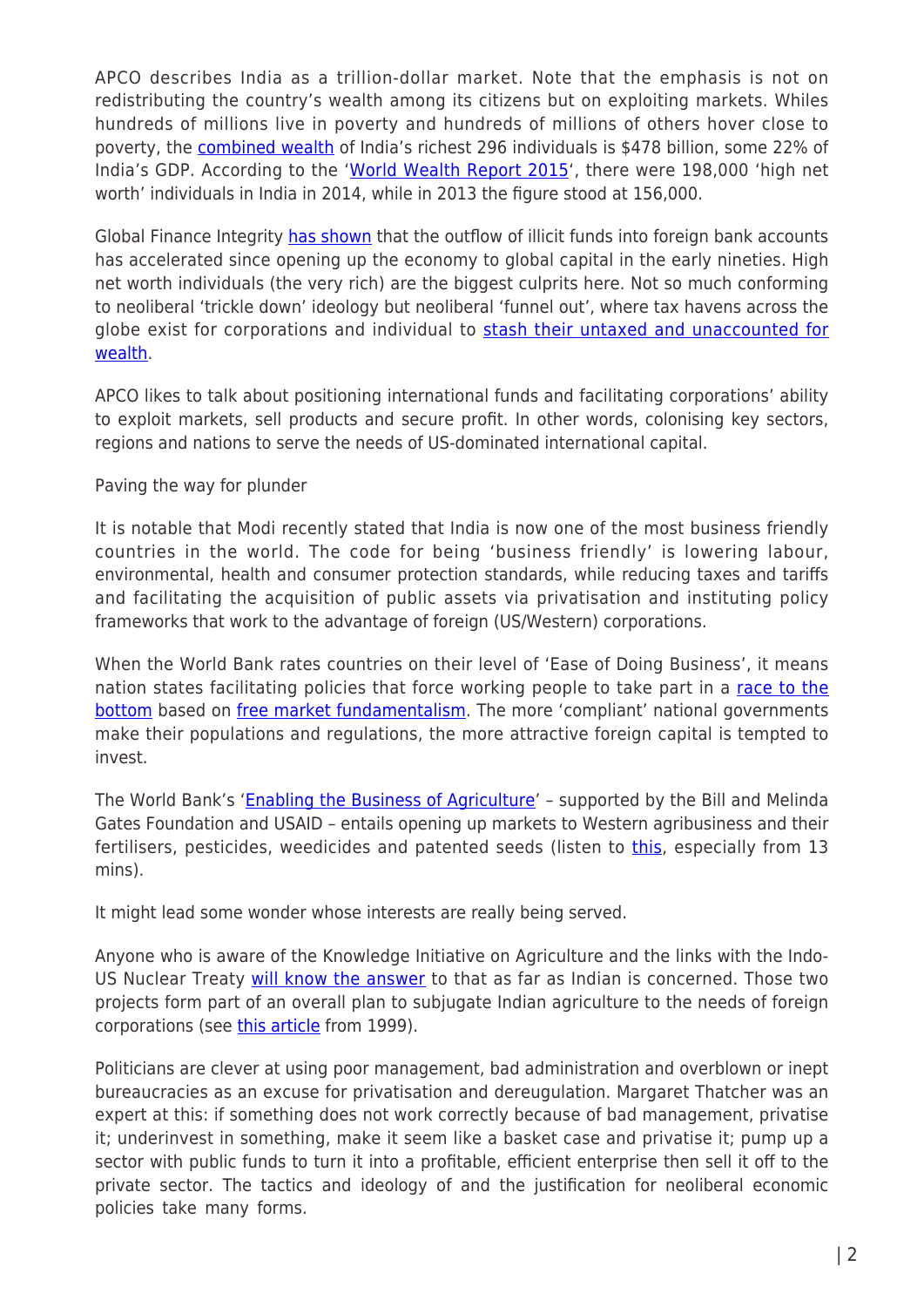APCO describes India as a trillion-dollar market. Note that the emphasis is not on redistributing the country's wealth among its citizens but on exploiting markets. Whiles hundreds of millions live in poverty and hundreds of millions of others hover close to poverty, the combined wealth of India's richest 296 individuals is $478 billion, some 22% of India's GDP. According to the 'World Wealth Report 2015', there were 198,000 'high net worth' individuals in India in 2014, while in 2013 the figure stood at 156,000.

Global Finance Integrity has shown that the outflow of illicit funds into foreign bank accounts has accelerated since opening up the economy to global capital in the early nineties. High net worth individuals (the very rich) are the biggest culprits here. Not so much conforming to neoliberal 'trickle down' ideology but neoliberal 'funnel out', where tax havens across the globe exist for corporations and individual to stash their untaxed and unaccounted for wealth.

APCO likes to talk about positioning international funds and facilitating corporations' ability to exploit markets, sell products and secure profit. In other words, colonising key sectors, regions and nations to serve the needs of US-dominated international capital.

## Paving the way for plunder

It is notable that Modi recently stated that India is now one of the most business friendly countries in the world. The code for being 'business friendly' is lowering labour, environmental, health and consumer protection standards, while reducing taxes and tariffs and facilitating the acquisition of public assets via privatisation and instituting policy frameworks that work to the advantage of foreign (US/Western) corporations.

When the World Bank rates countries on their level of 'Ease of Doing Business', it means nation states facilitating policies that force working people to take part in a race to the bottom based on free market fundamentalism. The more 'compliant' national governments make their populations and regulations, the more attractive foreign capital is tempted to invest.

The World Bank's 'Enabling the Business of Agriculture' – supported by the Bill and Melinda Gates Foundation and USAID – entails opening up markets to Western agribusiness and their fertilisers, pesticides, weedicides and patented seeds (listen to this, especially from 13 mins).

It might lead some wonder whose interests are really being served.

Anyone who is aware of the Knowledge Initiative on Agriculture and the links with the Indo-US Nuclear Treaty will know the answer to that as far as Indian is concerned. Those two projects form part of an overall plan to subjugate Indian agriculture to the needs of foreign corporations (see this article from 1999).

Politicians are clever at using poor management, bad administration and overblown or inept bureaucracies as an excuse for privatisation and dereugulation. Margaret Thatcher was an expert at this: if something does not work correctly because of bad management, privatise it; underinvest in something, make it seem like a basket case and privatise it; pump up a sector with public funds to turn it into a profitable, efficient enterprise then sell it off to the private sector. The tactics and ideology of and the justification for neoliberal economic policies take many forms.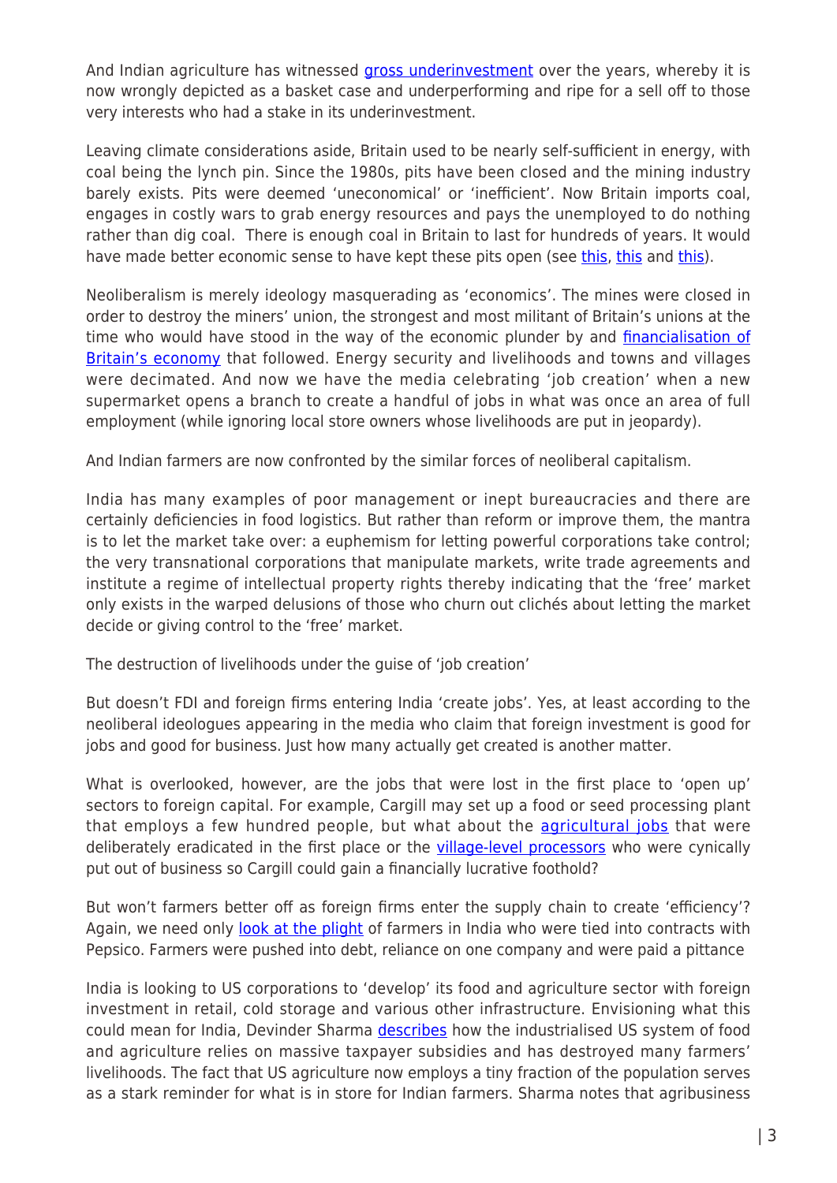And Indian agriculture has witnessed gross underinvestment over the years, whereby it is now wrongly depicted as a basket case and underperforming and ripe for a sell off to those very interests who had a stake in its underinvestment.

Leaving climate considerations aside, Britain used to be nearly self-sufficient in energy, with coal being the lynch pin. Since the 1980s, pits have been closed and the mining industry barely exists. Pits were deemed 'uneconomical' or 'inefficient'. Now Britain imports coal, engages in costly wars to grab energy resources and pays the unemployed to do nothing rather than dig coal. There is enough coal in Britain to last for hundreds of years. It would have made better economic sense to have kept these pits open (see this, this and this).

Neoliberalism is merely ideology masquerading as 'economics'. The mines were closed in order to destroy the miners' union, the strongest and most militant of Britain's unions at the time who would have stood in the way of the economic plunder by and financialisation of Britain's economy that followed. Energy security and livelihoods and towns and villages were decimated. And now we have the media celebrating 'job creation' when a new supermarket opens a branch to create a handful of jobs in what was once an area of full employment (while ignoring local store owners whose livelihoods are put in jeopardy).

And Indian farmers are now confronted by the similar forces of neoliberal capitalism.

India has many examples of poor management or inept bureaucracies and there are certainly deficiencies in food logistics. But rather than reform or improve them, the mantra is to let the market take over: a euphemism for letting powerful corporations take control; the very transnational corporations that manipulate markets, write trade agreements and institute a regime of intellectual property rights thereby indicating that the 'free' market only exists in the warped delusions of those who churn out clichés about letting the market decide or giving control to the 'free' market.

The destruction of livelihoods under the guise of 'job creation'

But doesn't FDI and foreign firms entering India 'create jobs'. Yes, at least according to the neoliberal ideologues appearing in the media who claim that foreign investment is good for jobs and good for business. Just how many actually get created is another matter.

What is overlooked, however, are the jobs that were lost in the first place to 'open up' sectors to foreign capital. For example, Cargill may set up a food or seed processing plant that employs a few hundred people, but what about the agricultural jobs that were deliberately eradicated in the first place or the village-level processors who were cynically put out of business so Cargill could gain a financially lucrative foothold?

But won't farmers better off as foreign firms enter the supply chain to create 'efficiency'? Again, we need only look at the plight of farmers in India who were tied into contracts with Pepsico. Farmers were pushed into debt, reliance on one company and were paid a pittance

India is looking to US corporations to 'develop' its food and agriculture sector with foreign investment in retail, cold storage and various other infrastructure. Envisioning what this could mean for India, Devinder Sharma describes how the industrialised US system of food and agriculture relies on massive taxpayer subsidies and has destroyed many farmers' livelihoods. The fact that US agriculture now employs a tiny fraction of the population serves as a stark reminder for what is in store for Indian farmers. Sharma notes that agribusiness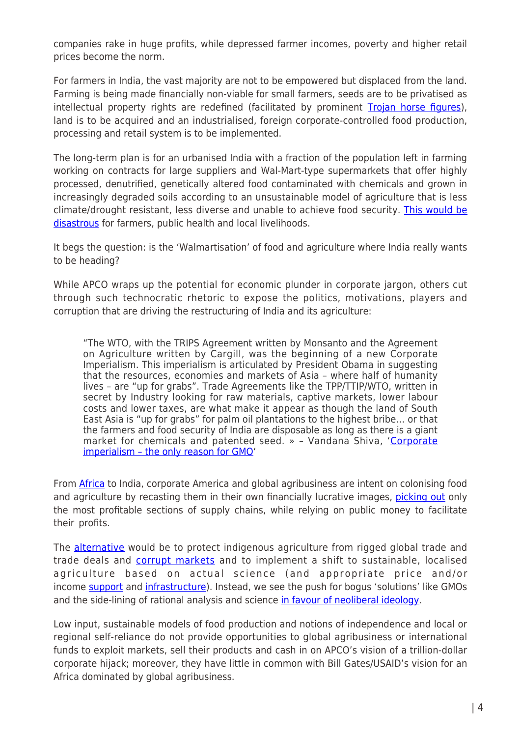companies rake in huge profits, while depressed farmer incomes, poverty and higher retail prices become the norm.

For farmers in India, the vast majority are not to be empowered but displaced from the land. Farming is being made financially non-viable for small farmers, seeds are to be privatised as intellectual property rights are redefined (facilitated by prominent Trojan horse figures), land is to be acquired and an industrialised, foreign corporate-controlled food production, processing and retail system is to be implemented.

The long-term plan is for an urbanised India with a fraction of the population left in farming working on contracts for large suppliers and Wal-Mart-type supermarkets that offer highly processed, denutrified, genetically altered food contaminated with chemicals and grown in increasingly degraded soils according to an unsustainable model of agriculture that is less climate/drought resistant, less diverse and unable to achieve food security. This would be disastrous for farmers, public health and local livelihoods.

It begs the question: is the 'Walmartisation' of food and agriculture where India really wants to be heading?

While APCO wraps up the potential for economic plunder in corporate jargon, others cut through such technocratic rhetoric to expose the politics, motivations, players and corruption that are driving the restructuring of India and its agriculture:

> "The WTO, with the TRIPS Agreement written by Monsanto and the Agreement on Agriculture written by Cargill, was the beginning of a new Corporate Imperialism. This imperialism is articulated by President Obama in suggesting that the resources, economies and markets of Asia – where half of humanity lives – are "up for grabs". Trade Agreements like the TPP/TTIP/WTO, written in secret by Industry looking for raw materials, captive markets, lower labour costs and lower taxes, are what make it appear as though the land of South East Asia is "up for grabs" for palm oil plantations to the highest bribe… or that the farmers and food security of India are disposable as long as there is a giant market for chemicals and patented seed. » – Vandana Shiva, 'Corporate imperialism – the only reason for GMO'

From Africa to India, corporate America and global agribusiness are intent on colonising food and agriculture by recasting them in their own financially lucrative images, picking out only the most profitable sections of supply chains, while relying on public money to facilitate their profits.

The alternative would be to protect indigenous agriculture from rigged global trade and trade deals and corrupt markets and to implement a shift to sustainable, localised agriculture based on actual science (and appropriate price and/or income support and infrastructure). Instead, we see the push for bogus 'solutions' like GMOs and the side-lining of rational analysis and science in favour of neoliberal ideology.

Low input, sustainable models of food production and notions of independence and local or regional self-reliance do not provide opportunities to global agribusiness or international funds to exploit markets, sell their products and cash in on APCO's vision of a trillion-dollar corporate hijack; moreover, they have little in common with Bill Gates/USAID's vision for an Africa dominated by global agribusiness.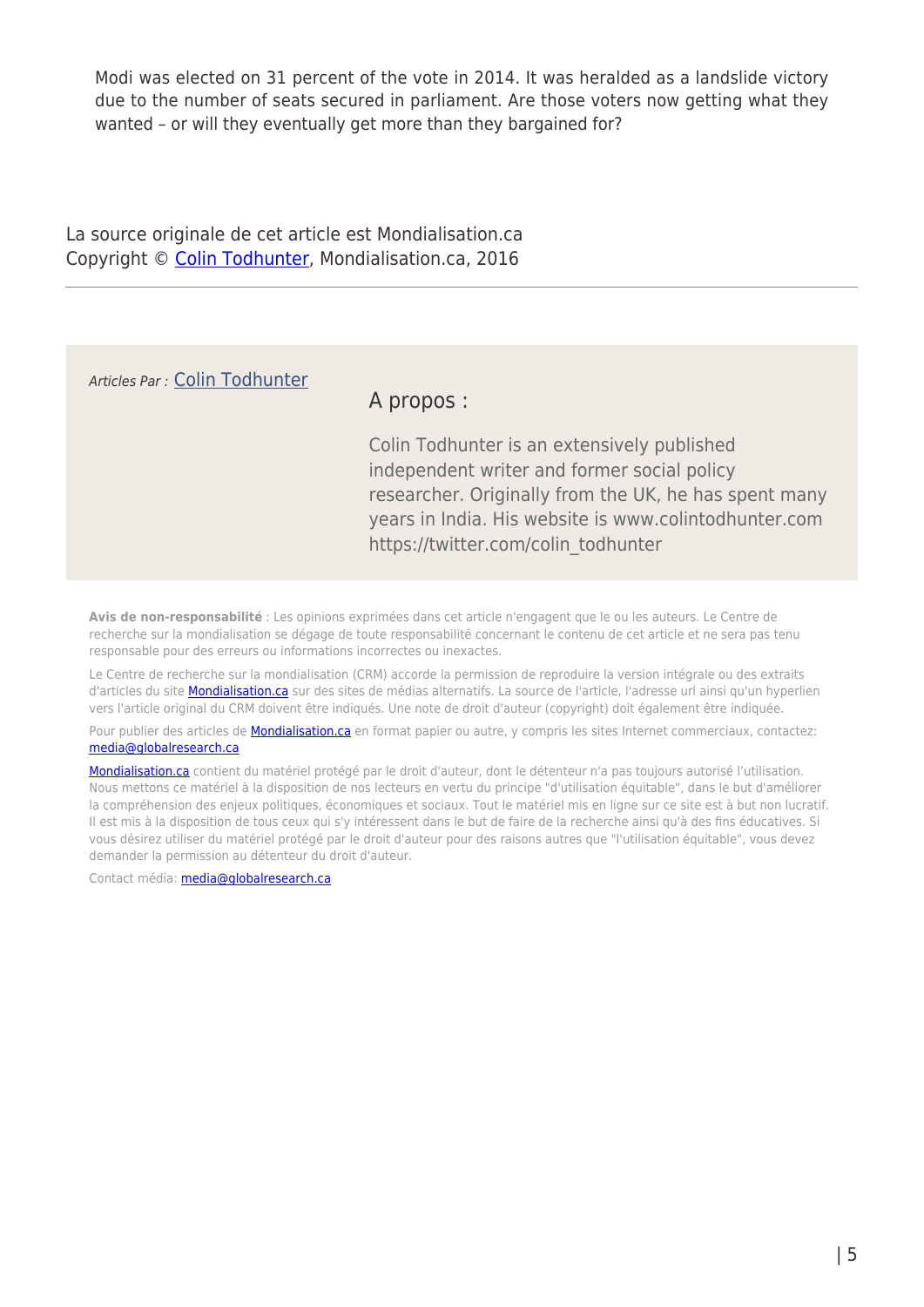Modi was elected on 31 percent of the vote in 2014. It was heralded as a landslide victory due to the number of seats secured in parliament. Are those voters now getting what they wanted – or will they eventually get more than they bargained for?

La source originale de cet article est Mondialisation.ca
Copyright © [Colin Todhunter](), Mondialisation.ca, 2016

---

*Articles Par :* [Colin Todhunter]()

A propos :

Colin Todhunter is an extensively published independent writer and former social policy researcher. Originally from the UK, he has spent many years in India. His website is www.colintodhunter.com https://twitter.com/colin_todhunter

**Avis de non-responsabilité** : Les opinions exprimées dans cet article n'engagent que le ou les auteurs. Le Centre de recherche sur la mondialisation se dégage de toute responsabilité concernant le contenu de cet article et ne sera pas tenu responsable pour des erreurs ou informations incorrectes ou inexactes.

Le Centre de recherche sur la mondialisation (CRM) accorde la permission de reproduire la version intégrale ou des extraits d'articles du site Mondialisation.ca sur des sites de médias alternatifs. La source de l'article, l'adresse url ainsi qu'un hyperlien vers l'article original du CRM doivent être indiqués. Une note de droit d'auteur (copyright) doit également être indiquée.

Pour publier des articles de Mondialisation.ca en format papier ou autre, y compris les sites Internet commerciaux, contactez: media@globalresearch.ca

Mondialisation.ca contient du matériel protégé par le droit d'auteur, dont le détenteur n'a pas toujours autorisé l'utilisation. Nous mettons ce matériel à la disposition de nos lecteurs en vertu du principe "d'utilisation équitable", dans le but d'améliorer la compréhension des enjeux politiques, économiques et sociaux. Tout le matériel mis en ligne sur ce site est à but non lucratif. Il est mis à la disposition de tous ceux qui s'y intéressent dans le but de faire de la recherche ainsi qu'à des fins éducatives. Si vous désirez utiliser du matériel protégé par le droit d'auteur pour des raisons autres que "l'utilisation équitable", vous devez demander la permission au détenteur du droit d'auteur.

Contact média: media@globalresearch.ca